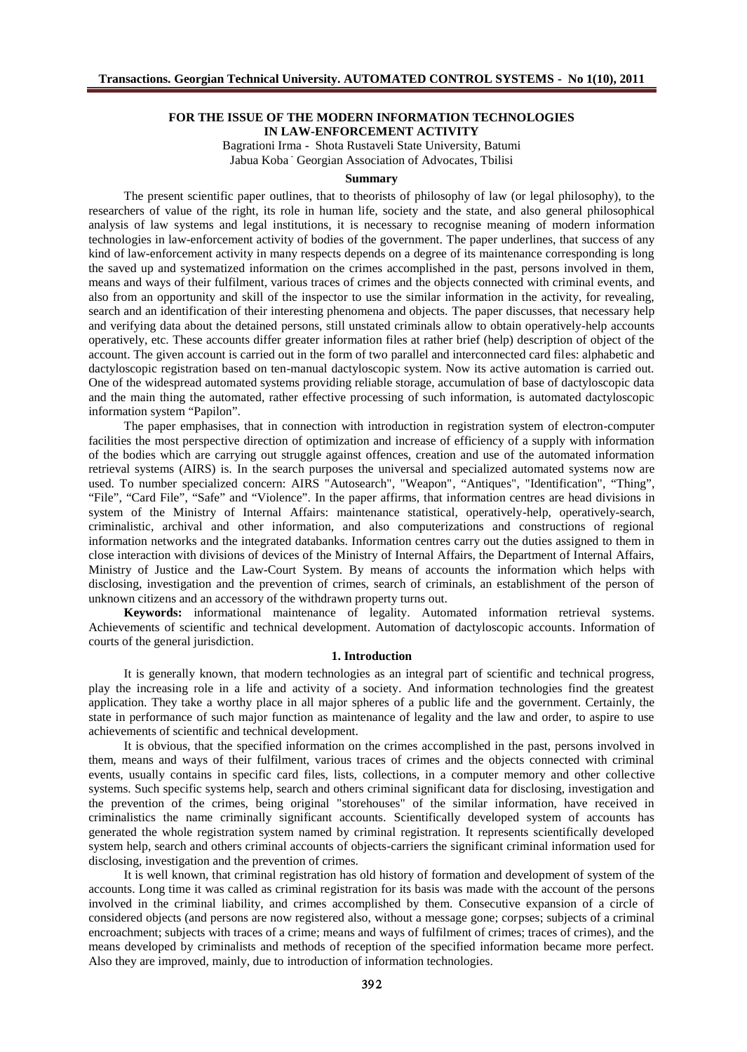# FOR THE ISSUE OF THE MODERN INFORMATION TECHNOLOGIES IN LAW-ENFORCEMENT ACTIVITY

Bagrationi Irma - Shota Rustaveli State University, Batumi
Jabua Koba - Georgian Association of Advocates, Tbilisi

### Summary

The present scientific paper outlines, that to theorists of philosophy of law (or legal philosophy), to the researchers of value of the right, its role in human life, society and the state, and also general philosophical analysis of law systems and legal institutions, it is necessary to recognise meaning of modern information technologies in law-enforcement activity of bodies of the government. The paper underlines, that success of any kind of law-enforcement activity in many respects depends on a degree of its maintenance corresponding is long the saved up and systematized information on the crimes accomplished in the past, persons involved in them, means and ways of their fulfilment, various traces of crimes and the objects connected with criminal events, and also from an opportunity and skill of the inspector to use the similar information in the activity, for revealing, search and an identification of their interesting phenomena and objects. The paper discusses, that necessary help and verifying data about the detained persons, still unstated criminals allow to obtain operatively-help accounts operatively, etc. These accounts differ greater information files at rather brief (help) description of object of the account. The given account is carried out in the form of two parallel and interconnected card files: alphabetic and dactyloscopic registration based on ten-manual dactyloscopic system. Now its active automation is carried out. One of the widespread automated systems providing reliable storage, accumulation of base of dactyloscopic data and the main thing the automated, rather effective processing of such information, is automated dactyloscopic information system "Papilon".

The paper emphasises, that in connection with introduction in registration system of electron-computer facilities the most perspective direction of optimization and increase of efficiency of a supply with information of the bodies which are carrying out struggle against offences, creation and use of the automated information retrieval systems (AIRS) is. In the search purposes the universal and specialized automated systems now are used. To number specialized concern: AIRS "Autosearch", "Weapon", "Antiques", "Identification", "Thing", "File", "Card File", "Safe" and "Violence". In the paper affirms, that information centres are head divisions in system of the Ministry of Internal Affairs: maintenance statistical, operatively-help, operatively-search, criminalistic, archival and other information, and also computerizations and constructions of regional information networks and the integrated databanks. Information centres carry out the duties assigned to them in close interaction with divisions of devices of the Ministry of Internal Affairs, the Department of Internal Affairs, Ministry of Justice and the Law-Court System. By means of accounts the information which helps with disclosing, investigation and the prevention of crimes, search of criminals, an establishment of the person of unknown citizens and an accessory of the withdrawn property turns out.

**Keywords:** informational maintenance of legality. Automated information retrieval systems. Achievements of scientific and technical development. Automation of dactyloscopic accounts. Information of courts of the general jurisdiction.

## 1. Introduction

It is generally known, that modern technologies as an integral part of scientific and technical progress, play the increasing role in a life and activity of a society. And information technologies find the greatest application. They take a worthy place in all major spheres of a public life and the government. Certainly, the state in performance of such major function as maintenance of legality and the law and order, to aspire to use achievements of scientific and technical development.

It is obvious, that the specified information on the crimes accomplished in the past, persons involved in them, means and ways of their fulfilment, various traces of crimes and the objects connected with criminal events, usually contains in specific card files, lists, collections, in a computer memory and other collective systems. Such specific systems help, search and others criminal significant data for disclosing, investigation and the prevention of the crimes, being original "storehouses" of the similar information, have received in criminalistics the name criminally significant accounts. Scientifically developed system of accounts has generated the whole registration system named by criminal registration. It represents scientifically developed system help, search and others criminal accounts of objects-carriers the significant criminal information used for disclosing, investigation and the prevention of crimes.

It is well known, that criminal registration has old history of formation and development of system of the accounts. Long time it was called as criminal registration for its basis was made with the account of the persons involved in the criminal liability, and crimes accomplished by them. Consecutive expansion of a circle of considered objects (and persons are now registered also, without a message gone; corpses; subjects of a criminal encroachment; subjects with traces of a crime; means and ways of fulfilment of crimes; traces of crimes), and the means developed by criminalists and methods of reception of the specified information became more perfect. Also they are improved, mainly, due to introduction of information technologies.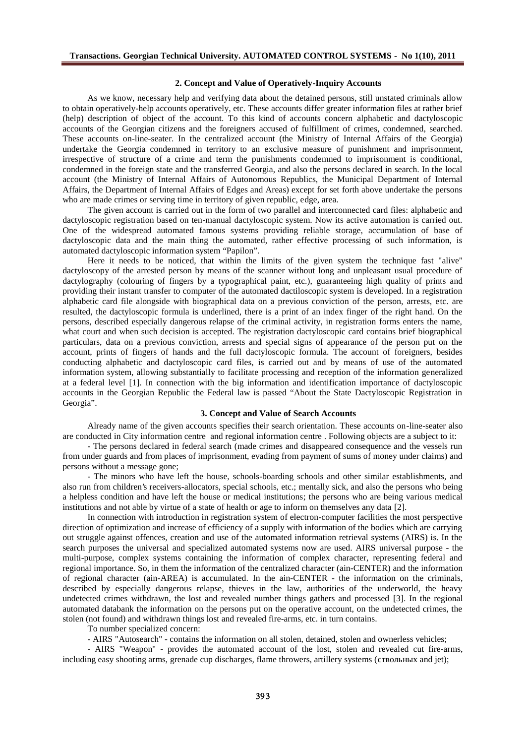## 2. Concept and Value of Operatively-Inquiry Accounts

As we know, necessary help and verifying data about the detained persons, still unstated criminals allow to obtain operatively-help accounts operatively, etc. These accounts differ greater information files at rather brief (help) description of object of the account. To this kind of accounts concern alphabetic and dactyloscopic accounts of the Georgian citizens and the foreigners accused of fulfillment of crimes, condemned, searched. These accounts on-line-seater. In the centralized account (the Ministry of Internal Affairs of the Georgia) undertake the Georgia condemned in territory to an exclusive measure of punishment and imprisonment, irrespective of structure of a crime and term the punishments condemned to imprisonment is conditional, condemned in the foreign state and the transferred Georgia, and also the persons declared in search. In the local account (the Ministry of Internal Affairs of Autonomous Republics, the Municipal Department of Internal Affairs, the Department of Internal Affairs of Edges and Areas) except for set forth above undertake the persons who are made crimes or serving time in territory of given republic, edge, area.

The given account is carried out in the form of two parallel and interconnected card files: alphabetic and dactyloscopic registration based on ten-manual dactyloscopic system. Now its active automation is carried out. One of the widespread automated famous systems providing reliable storage, accumulation of base of dactyloscopic data and the main thing the automated, rather effective processing of such information, is automated dactyloscopic information system "Papilon".

Here it needs to be noticed, that within the limits of the given system the technique fast "alive" dactyloscopy of the arrested person by means of the scanner without long and unpleasant usual procedure of dactylography (colouring of fingers by a typographical paint, etc.), guaranteeing high quality of prints and providing their instant transfer to computer of the automated dactiloscopic system is developed. In a registration alphabetic card file alongside with biographical data on a previous conviction of the person, arrests, etc. are resulted, the dactyloscopic formula is underlined, there is a print of an index finger of the right hand. On the persons, described especially dangerous relapse of the criminal activity, in registration forms enters the name, what court and when such decision is accepted. The registration dactyloscopic card contains brief biographical particulars, data on a previous conviction, arrests and special signs of appearance of the person put on the account, prints of fingers of hands and the full dactyloscopic formula. The account of foreigners, besides conducting alphabetic and dactyloscopic card files, is carried out and by means of use of the automated information system, allowing substantially to facilitate processing and reception of the information generalized at a federal level [1]. In connection with the big information and identification importance of dactyloscopic accounts in the Georgian Republic the Federal law is passed "About the State Dactyloscopic Registration in Georgia".

## 3. Concept and Value of Search Accounts

Already name of the given accounts specifies their search orientation. These accounts on-line-seater also are conducted in City information centre and regional information centre . Following objects are a subject to it:

- The persons declared in federal search (made crimes and disappeared consequence and the vessels run from under guards and from places of imprisonment, evading from payment of sums of money under claims) and persons without a message gone;

- The minors who have left the house, schools-boarding schools and other similar establishments, and also run from children's receivers-allocators, special schools, etc.; mentally sick, and also the persons who being a helpless condition and have left the house or medical institutions; the persons who are being various medical institutions and not able by virtue of a state of health or age to inform on themselves any data [2].

In connection with introduction in registration system of electron-computer facilities the most perspective direction of optimization and increase of efficiency of a supply with information of the bodies which are carrying out struggle against offences, creation and use of the automated information retrieval systems (AIRS) is. In the search purposes the universal and specialized automated systems now are used. AIRS universal purpose - the multi-purpose, complex systems containing the information of complex character, representing federal and regional importance. So, in them the information of the centralized character (ain-CENTER) and the information of regional character (ain-AREA) is accumulated. In the ain-CENTER - the information on the criminals, described by especially dangerous relapse, thieves in the law, authorities of the underworld, the heavy undetected crimes withdrawn, the lost and revealed number things gathers and processed [3]. In the regional automated databank the information on the persons put on the operative account, on the undetected crimes, the stolen (not found) and withdrawn things lost and revealed fire-arms, etc. in turn contains.

To number specialized concern:

- AIRS "Autosearch" - contains the information on all stolen, detained, stolen and ownerless vehicles;

- AIRS "Weapon" - provides the automated account of the lost, stolen and revealed cut fire-arms, including easy shooting arms, grenade cup discharges, flame throwers, artillery systems (ствольных and jet);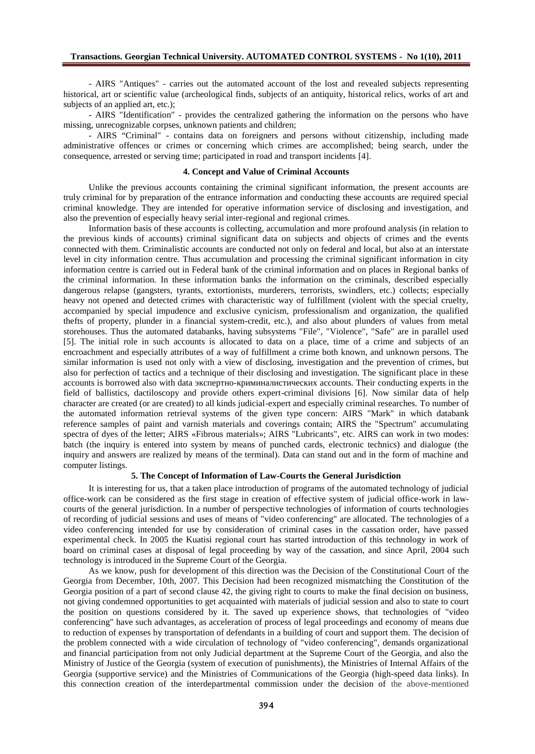- AIRS "Antiques" - carries out the automated account of the lost and revealed subjects representing historical, art or scientific value (archeological finds, subjects of an antiquity, historical relics, works of art and subjects of an applied art, etc.);

- AIRS "Identification" - provides the centralized gathering the information on the persons who have missing, unrecognizable corpses, unknown patients and children;

- AIRS "Criminal" - contains data on foreigners and persons without citizenship, including made administrative offences or crimes or concerning which crimes are accomplished; being search, under the consequence, arrested or serving time; participated in road and transport incidents [4].

## 4. Concept and Value of Criminal Accounts

Unlike the previous accounts containing the criminal significant information, the present accounts are truly criminal for by preparation of the entrance information and conducting these accounts are required special criminal knowledge. They are intended for operative information service of disclosing and investigation, and also the prevention of especially heavy serial inter-regional and regional crimes.

Information basis of these accounts is collecting, accumulation and more profound analysis (in relation to the previous kinds of accounts) criminal significant data on subjects and objects of crimes and the events connected with them. Criminalistic accounts are conducted not only on federal and local, but also at an interstate level in city information centre. Thus accumulation and processing the criminal significant information in city information centre is carried out in Federal bank of the criminal information and on places in Regional banks of the criminal information. In these information banks the information on the criminals, described especially dangerous relapse (gangsters, tyrants, extortionists, murderers, terrorists, swindlers, etc.) collects; especially heavy not opened and detected crimes with characteristic way of fulfillment (violent with the special cruelty, accompanied by special impudence and exclusive cynicism, professionalism and organization, the qualified thefts of property, plunder in a financial system-credit, etc.), and also about plunders of values from metal storehouses. Thus the automated databanks, having subsystems "File", "Violence", "Safe" are in parallel used [5]. The initial role in such accounts is allocated to data on a place, time of a crime and subjects of an encroachment and especially attributes of a way of fulfillment a crime both known, and unknown persons. The similar information is used not only with a view of disclosing, investigation and the prevention of crimes, but also for perfection of tactics and a technique of their disclosing and investigation. The significant place in these accounts is borrowed also with data экспертно-криминалистических accounts. Their conducting experts in the field of ballistics, dactiloscopy and provide others expert-criminal divisions [6]. Now similar data of help character are created (or are created) to all kinds judicial-expert and especially criminal researches. To number of the automated information retrieval systems of the given type concern: AIRS "Mark" in which databank reference samples of paint and varnish materials and coverings contain; AIRS the "Spectrum" accumulating spectra of dyes of the letter; AIRS «Fibrous materials»; AIRS "Lubricants", etc. AIRS can work in two modes: batch (the inquiry is entered into system by means of punched cards, electronic technics) and dialogue (the inquiry and answers are realized by means of the terminal). Data can stand out and in the form of machine and computer listings.

## 5. The Concept of Information of Law-Courts the General Jurisdiction

It is interesting for us, that a taken place introduction of programs of the automated technology of judicial office-work can be considered as the first stage in creation of effective system of judicial office-work in law-courts of the general jurisdiction. In a number of perspective technologies of information of courts technologies of recording of judicial sessions and uses of means of "video conferencing" are allocated. The technologies of a video conferencing intended for use by consideration of criminal cases in the cassation order, have passed experimental check. In 2005 the Kuatisi regional court has started introduction of this technology in work of board on criminal cases at disposal of legal proceeding by way of the cassation, and since April, 2004 such technology is introduced in the Supreme Court of the Georgia.

As we know, push for development of this direction was the Decision of the Constitutional Court of the Georgia from December, 10th, 2007. This Decision had been recognized mismatching the Constitution of the Georgia position of a part of second clause 42, the giving right to courts to make the final decision on business, not giving condemned opportunities to get acquainted with materials of judicial session and also to state to court the position on questions considered by it. The saved up experience shows, that technologies of "video conferencing" have such advantages, as acceleration of process of legal proceedings and economy of means due to reduction of expenses by transportation of defendants in a building of court and support them. The decision of the problem connected with a wide circulation of technology of "video conferencing", demands organizational and financial participation from not only Judicial department at the Supreme Court of the Georgia, and also the Ministry of Justice of the Georgia (system of execution of punishments), the Ministries of Internal Affairs of the Georgia (supportive service) and the Ministries of Communications of the Georgia (high-speed data links). In this connection creation of the interdepartmental commission under the decision of the above-mentioned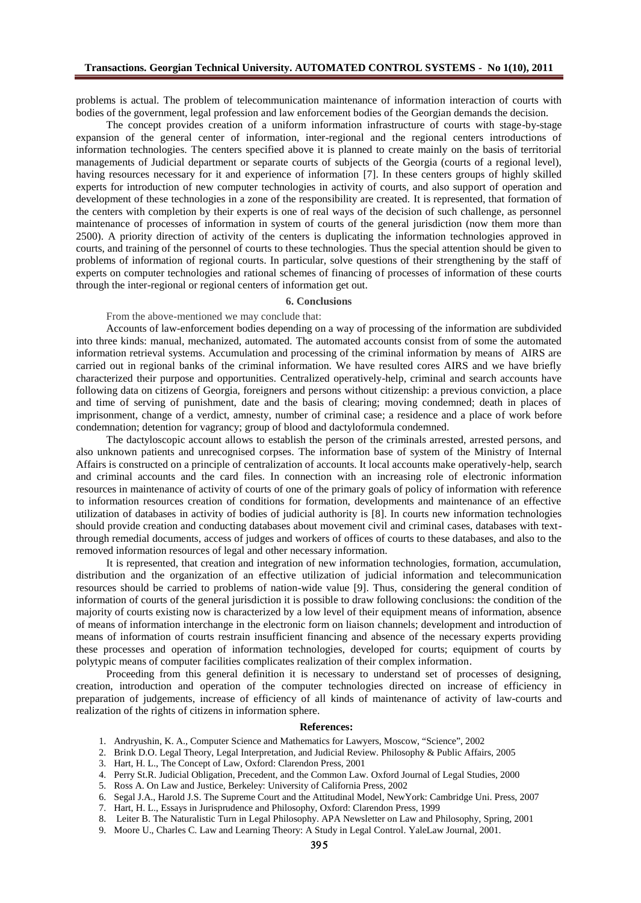problems is actual. The problem of telecommunication maintenance of information interaction of courts with bodies of the government, legal profession and law enforcement bodies of the Georgian demands the decision.

The concept provides creation of a uniform information infrastructure of courts with stage-by-stage expansion of the general center of information, inter-regional and the regional centers introductions of information technologies. The centers specified above it is planned to create mainly on the basis of territorial managements of Judicial department or separate courts of subjects of the Georgia (courts of a regional level), having resources necessary for it and experience of information [7]. In these centers groups of highly skilled experts for introduction of new computer technologies in activity of courts, and also support of operation and development of these technologies in a zone of the responsibility are created. It is represented, that formation of the centers with completion by their experts is one of real ways of the decision of such challenge, as personnel maintenance of processes of information in system of courts of the general jurisdiction (now them more than 2500). A priority direction of activity of the centers is duplicating the information technologies approved in courts, and training of the personnel of courts to these technologies. Thus the special attention should be given to problems of information of regional courts. In particular, solve questions of their strengthening by the staff of experts on computer technologies and rational schemes of financing of processes of information of these courts through the inter-regional or regional centers of information get out.

## 6. Conclusions

From the above-mentioned we may conclude that:

Accounts of law-enforcement bodies depending on a way of processing of the information are subdivided into three kinds: manual, mechanized, automated. The automated accounts consist from of some the automated information retrieval systems. Accumulation and processing of the criminal information by means of AIRS are carried out in regional banks of the criminal information. We have resulted cores AIRS and we have briefly characterized their purpose and opportunities. Centralized operatively-help, criminal and search accounts have following data on citizens of Georgia, foreigners and persons without citizenship: a previous conviction, a place and time of serving of punishment, date and the basis of clearing; moving condemned; death in places of imprisonment, change of a verdict, amnesty, number of criminal case; a residence and a place of work before condemnation; detention for vagrancy; group of blood and dactyloformula condemned.

The dactyloscopic account allows to establish the person of the criminals arrested, arrested persons, and also unknown patients and unrecognised corpses. The information base of system of the Ministry of Internal Affairs is constructed on a principle of centralization of accounts. It local accounts make operatively-help, search and criminal accounts and the card files. In connection with an increasing role of electronic information resources in maintenance of activity of courts of one of the primary goals of policy of information with reference to information resources creation of conditions for formation, developments and maintenance of an effective utilization of databases in activity of bodies of judicial authority is [8]. In courts new information technologies should provide creation and conducting databases about movement civil and criminal cases, databases with text-through remedial documents, access of judges and workers of offices of courts to these databases, and also to the removed information resources of legal and other necessary information.

It is represented, that creation and integration of new information technologies, formation, accumulation, distribution and the organization of an effective utilization of judicial information and telecommunication resources should be carried to problems of nation-wide value [9]. Thus, considering the general condition of information of courts of the general jurisdiction it is possible to draw following conclusions: the condition of the majority of courts existing now is characterized by a low level of their equipment means of information, absence of means of information interchange in the electronic form on liaison channels; development and introduction of means of information of courts restrain insufficient financing and absence of the necessary experts providing these processes and operation of information technologies, developed for courts; equipment of courts by polytypic means of computer facilities complicates realization of their complex information.

Proceeding from this general definition it is necessary to understand set of processes of designing, creation, introduction and operation of the computer technologies directed on increase of efficiency in preparation of judgements, increase of efficiency of all kinds of maintenance of activity of law-courts and realization of the rights of citizens in information sphere.

## References:

1. Andryushin, K. A., Computer Science and Mathematics for Lawyers, Moscow, "Science", 2002
2. Brink D.O. Legal Theory, Legal Interpretation, and Judicial Review. Philosophy & Public Affairs, 2005
3. Hart, H. L., The Concept of Law, Oxford: Clarendon Press, 2001
4. Perry St.R. Judicial Obligation, Precedent, and the Common Law. Oxford Journal of Legal Studies, 2000
5. Ross A. On Law and Justice, Berkeley: University of California Press, 2002
6. Segal J.A., Harold J.S. The Supreme Court and the Attitudinal Model, NewYork: Cambridge Uni. Press, 2007
7. Hart, H. L., Essays in Jurisprudence and Philosophy, Oxford: Clarendon Press, 1999
8. Leiter B. The Naturalistic Turn in Legal Philosophy. APA Newsletter on Law and Philosophy, Spring, 2001
9. Moore U., Charles C. Law and Learning Theory: A Study in Legal Control. YaleLaw Journal, 2001.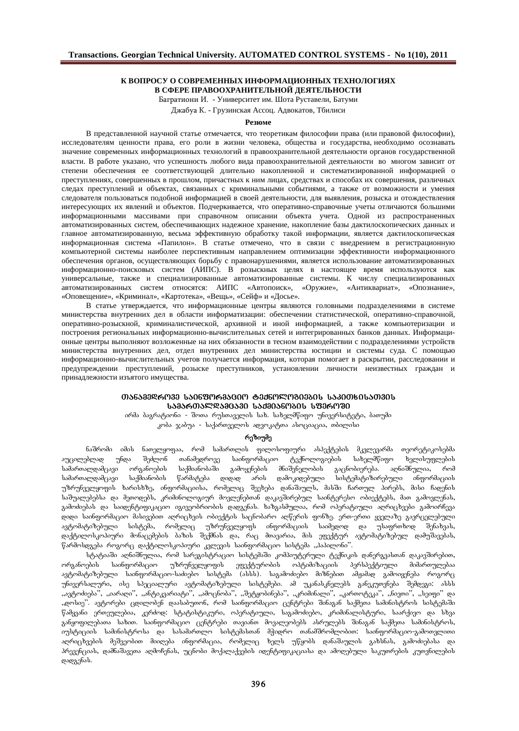## К ВОПРОСУ О СОВРЕМЕННЫХ ИНФОРМАЦИОННЫХ ТЕХНОЛОГИЯХ В СФЕРЕ ПРАВООХРАНИТЕЛЬНОЙ ДЕЯТЕЛЬНОСТИ

Багратиони И. - Университет им. Шота Руставели, Батуми

Джабуа К. - Грузинская Ассоц. Адвокатов, Тбилиси

### Резюме

В представленной научной статье отмечается, что теоретикам философии права (или правовой философии), исследователям ценности права, его роли в жизни человека, общества и государства, необходимо осознавать значение современных информационных технологий в правоохранительной деятельности органов государственной власти. В работе указано, что успешность любого вида правоохранительной деятельности во многом зависит от степени обеспечения ее соответствующей длительно накопленной и систематизированной информацией о преступлениях, совершенных в прошлом, причастных к ним лицах, средствах и способах их совершения, различных следах преступлений и объектах, связанных с криминальными событиями, а также от возможности и умения следователя пользоваться подобной информацией в своей деятельности, для выявления, розыска и отождествления интересующих их явлений и объектов. Подчеркивается, что оперативно-справочные учеты отличаются большими информационными массивами при справочном описании объекта учета. Одной из распространенных автоматизированных систем, обеспечивающих надежное хранение, накопление базы дактилоскопических данных и главное автоматизированную, весьма эффективную обработку такой информации, является дактилоскопическая информационная система «Папилон». В статье отмечено, что в связи с внедрением в регистрационную компьютерной системы наиболее перспективным направлением оптимизации эффективности информационного обеспечения органов, осуществляющих борьбу с правонарушениями, является использование автоматизированных информационно-поисковых систем (АИПС). В розыскных целях в настоящее время используются как универсальные, также и специализированные автоматизированные системы. К числу специализированных автоматизированных систем относятся: АИПС «Автопоиск», «Оружие», «Антиквариат», «Опознание», «Оповещение», «Криминал», «Картотека», «Вещь», «Сейф» и «Досье».

В статье утверждается, что информационные центры являются головными подразделениями в системе министерства внутренних дел в области информатизации: обеспечении статистической, оперативно-справочной, оперативно-розыскной, криминалистической, архивной и иной информацией, а также компьютеризации и построения региональных информационно-вычислительных сетей и интегрированных банков данных. Информационные центры выполняют возложенные на них обязанности в тесном взаимодействии с подразделениями устройств министерства внутренних дел, отдел внутренних дел министерства юстиции и системы суда. С помощью информационно-вычислительных учетов получается информация, которая помогает в раскрытии, расследовании и предупреждении преступлений, розыске преступников, установлении личности неизвестных граждан и принадлежности изъятого имущества.

## თანამედროვე საინფორმაციო ტექნოლოგიების საკითხისათვის სამართალდამცავი საქმიანობის სფეროში

ირმა ბაგრატიონი - შოთა რუსთაველის სახ. სახელმწიფო უნივერსიტეტი, ბათუმი

კობა ჯაბუა - საქართველოს ადვოკატთა ასოციაცია, თბილისი

### რეზიუმე

ნაშრომი იმის ნათელყოფაა, რომ სამართლის ფილოსოფიური ასპექტების მკვლევარმა თეორეტიკოსებმა აუცილებლად უნდა შეძლონ თანამედროვე საინფორმაციო ტექნოლოგიების სახელმწიფო ხელისუფლების სამართალდამცავი ორგანოების საქმიანობაში გამოყენების მნიშვნელობის გაცნობიერება. აღნიშნულია, რომ სამართალდამცავი საქმიანობის წარმატება დიდად არის დამოკიდებული სისტემატიზირებული ინფორმაციის უზრუნველყოფის ხარისხზე, ინფორმაციისა, რომელიც შეეხება დანაშაულს, მასში ჩართულ პირებს, მისი ჩადენის საშუალებებსა და მეთოდებს, კრიმინოლოგიურ მოვლენებთან დაკავშირებულ საინტერესო ობიექტებს, მათ გამოვლენას, გამოძიებას და საიდენტიფიკაციო იგივეობრიობის დადგენას. ხაზგასმულია, რომ ოპერატიული აღრიცხვები გამოირჩევა დიდი საინფორმაციო მასივებით აღრიცხვის ობიექტის საცნობარო აღწერის ფონზე. ერთ-ერთი ყველაზე გავრცელებული ავტომატიზებული სისტემა, რომელიც უზრუნველყოფს ინფორმაციის საიმედოდ და უსაფრთხოდ შენახვას, დაქტილოსკოპიური მონაცემების ბაზის შექმნას და, რაც მთავარია, მის ეფექტურ ავტომატიზებულ დამუშავებას, წარმოსდგება როგორც დაქტილოსკოპიური კვლევის საინფორმაციო სისტემა „პაპილონი".

სტატიაში აღნიშნულია, რომ სარეგისტრაციო სისტემაში კომპიუტერული ტექნიკის დანერგვასთან დაკავშირებით, ორგანოების საინფორმაციო უზრუნველყოფის ეფექტურობის ოპტიმიზაციის პერსპექტიული მიმართულებაა ავტომატიზებული საინფორმაციო-საძიებო სისტემა (ასსს). საგამოძიებო მიზნებით ამჟამად გამოიყენება როგორც უნივერსალური, ისე სპეციალური ავტომატიზებული სისტემები. ამ უკანასკნელებს განეკუთვნება შემდეგი: ასსს „ავტოძიება", „იარაღი", „ანტიკვარიატი", „ამოცნობა", „შეტყობინება", „კრიმინალი", „კართოტეკა", „ნივთი", „სეიფი" და „დოსიე". ავტორები ცდილობენ დაასაბუთონ, რომ საინფორმაციო ცენტრები შინაგან საქმეთა სამინისტროს სისტემაში წამყვანი ერთეულებია, კერძოდ: სტატისტიკური, ოპერატიული, საგამოძიებო, კრიმინალისტური, საარქივო და სხვა განყოფილებათა სახით. საინფორმაციო ცენტრები თავიანთ მოვალეობებს ასრულებს შინაგან საქმეთა სამინისტროს, იუსტიციის სამინისტროსა და სასამართლო სისტემასთან მჭიდრო თანამშრომლობით: საინფორმაციო-გამოთვლითი აღრიცხვების მეშვეობით მიიღება ინფორმაცია, რომელიც ხელს უწყობს დანაშაულის გახსნას, გამოძიებასა და პრევენციას, დამნაშავეთა აღმოჩენას, უცნობი მოქალაქეების იდენტიფიკაციასა და ამოღებული საკუთრების კუთვნილების დადგენას.